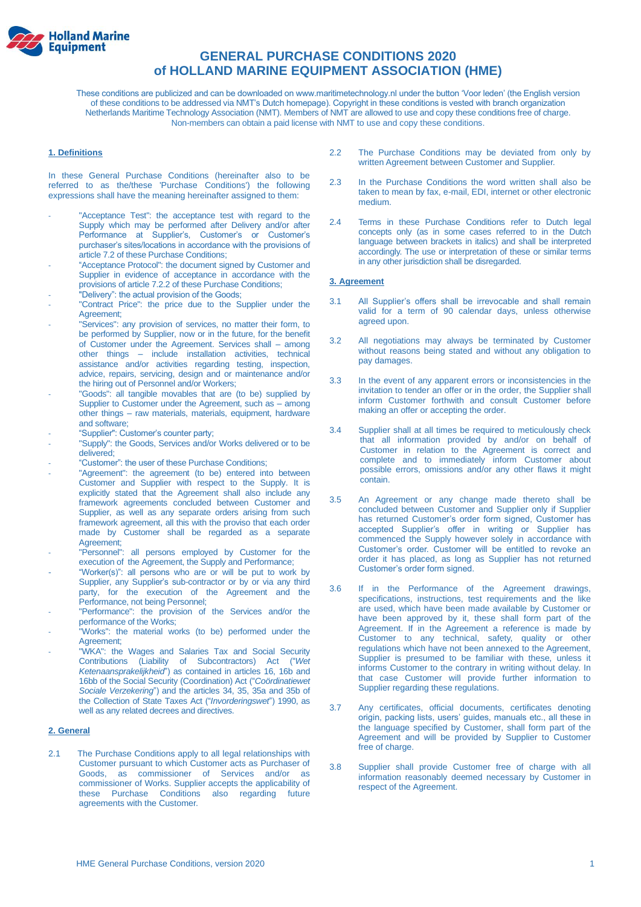# GENERAL PURCHASE CONDITIONS 2020
# of HOLLAND MARINE EQUIPMENT ASSOCIATION (HME)

These conditions are publicized and can be downloaded on www.maritimetechnology.nl under the button 'Voor leden' (the English version of these conditions to be addressed via NMT's Dutch homepage). Copyright in these conditions is vested with branch organization Netherlands Maritime Technology Association (NMT). Members of NMT are allowed to use and copy these conditions free of charge. Non-members can obtain a paid license with NMT to use and copy these conditions.

## 1. Definitions

In these General Purchase Conditions (hereinafter also to be referred to as the/these 'Purchase Conditions') the following expressions shall have the meaning hereinafter assigned to them:

- "Acceptance Test": the acceptance test with regard to the Supply which may be performed after Delivery and/or after Performance at Supplier's, Customer's or Customer's purchaser's sites/locations in accordance with the provisions of article 7.2 of these Purchase Conditions;
- "Acceptance Protocol": the document signed by Customer and Supplier in evidence of acceptance in accordance with the provisions of article 7.2.2 of these Purchase Conditions;
- "Delivery": the actual provision of the Goods;
- "Contract Price": the price due to the Supplier under the Agreement;
- "Services": any provision of services, no matter their form, to be performed by Supplier, now or in the future, for the benefit of Customer under the Agreement. Services shall – among other things – include installation activities, technical assistance and/or activities regarding testing, inspection, advice, repairs, servicing, design and or maintenance and/or the hiring out of Personnel and/or Workers;
- "Goods": all tangible movables that are (to be) supplied by Supplier to Customer under the Agreement, such as – among other things – raw materials, materials, equipment, hardware and software;
- "Supplier": Customer's counter party;
- "Supply": the Goods, Services and/or Works delivered or to be delivered;
- "Customer": the user of these Purchase Conditions;
- "Agreement": the agreement (to be) entered into between Customer and Supplier with respect to the Supply. It is explicitly stated that the Agreement shall also include any framework agreements concluded between Customer and Supplier, as well as any separate orders arising from such framework agreement, all this with the proviso that each order made by Customer shall be regarded as a separate Agreement;
- "Personnel": all persons employed by Customer for the execution of the Agreement, the Supply and Performance;
- "Worker(s)": all persons who are or will be put to work by Supplier, any Supplier's sub-contractor or by or via any third party, for the execution of the Agreement and the Performance, not being Personnel;
- "Performance": the provision of the Services and/or the performance of the Works;
- "Works": the material works (to be) performed under the Agreement;
- "WKA": the Wages and Salaries Tax and Social Security Contributions (Liability of Subcontractors) Act ("*Wet Ketenaansprakelijkheid*") as contained in articles 16, 16b and 16bb of the Social Security (Coordination) Act ("*Coördinatiewet Sociale Verzekering*") and the articles 34, 35, 35a and 35b of the Collection of State Taxes Act ("*Invorderingswet*") 1990, as well as any related decrees and directives.

## 2. General

2.1 The Purchase Conditions apply to all legal relationships with Customer pursuant to which Customer acts as Purchaser of Goods, as commissioner of Services and/or as commissioner of Works. Supplier accepts the applicability of these Purchase Conditions also regarding future agreements with the Customer.

2.2 The Purchase Conditions may be deviated from only by written Agreement between Customer and Supplier.

2.3 In the Purchase Conditions the word written shall also be taken to mean by fax, e-mail, EDI, internet or other electronic medium.

2.4 Terms in these Purchase Conditions refer to Dutch legal concepts only (as in some cases referred to in the Dutch language between brackets in italics) and shall be interpreted accordingly. The use or interpretation of these or similar terms in any other jurisdiction shall be disregarded.

## 3. Agreement

3.1 All Supplier's offers shall be irrevocable and shall remain valid for a term of 90 calendar days, unless otherwise agreed upon.

3.2 All negotiations may always be terminated by Customer without reasons being stated and without any obligation to pay damages.

3.3 In the event of any apparent errors or inconsistencies in the invitation to tender an offer or in the order, the Supplier shall inform Customer forthwith and consult Customer before making an offer or accepting the order.

3.4 Supplier shall at all times be required to meticulously check that all information provided by and/or on behalf of Customer in relation to the Agreement is correct and complete and to immediately inform Customer about possible errors, omissions and/or any other flaws it might contain.

3.5 An Agreement or any change made thereto shall be concluded between Customer and Supplier only if Supplier has returned Customer's order form signed, Customer has accepted Supplier's offer in writing or Supplier has commenced the Supply however solely in accordance with Customer's order. Customer will be entitled to revoke an order it has placed, as long as Supplier has not returned Customer's order form signed.

3.6 If in the Performance of the Agreement drawings, specifications, instructions, test requirements and the like are used, which have been made available by Customer or have been approved by it, these shall form part of the Agreement. If in the Agreement a reference is made by Customer to any technical, safety, quality or other regulations which have not been annexed to the Agreement, Supplier is presumed to be familiar with these, unless it informs Customer to the contrary in writing without delay. In that case Customer will provide further information to Supplier regarding these regulations.

3.7 Any certificates, official documents, certificates denoting origin, packing lists, users' guides, manuals etc., all these in the language specified by Customer, shall form part of the Agreement and will be provided by Supplier to Customer free of charge.

3.8 Supplier shall provide Customer free of charge with all information reasonably deemed necessary by Customer in respect of the Agreement.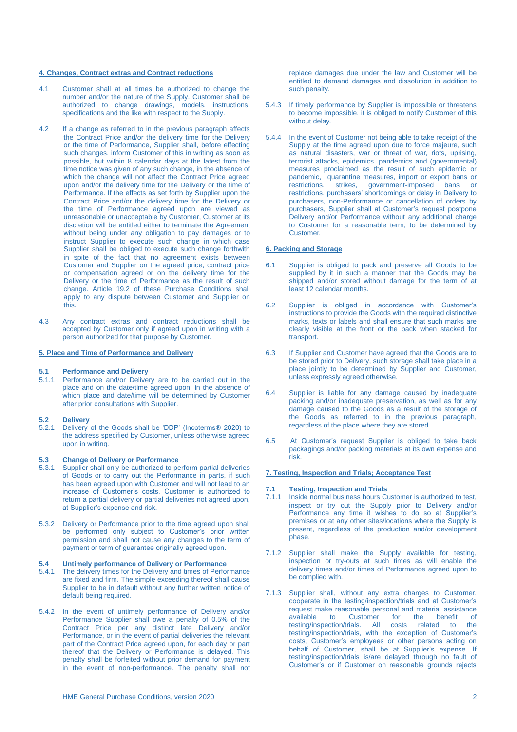## 4. Changes, Contract extras and Contract reductions

4.1 Customer shall at all times be authorized to change the number and/or the nature of the Supply. Customer shall be authorized to change drawings, models, instructions, specifications and the like with respect to the Supply.

4.2 If a change as referred to in the previous paragraph affects the Contract Price and/or the delivery time for the Delivery or the time of Performance, Supplier shall, before effecting such changes, inform Customer of this in writing as soon as possible, but within 8 calendar days at the latest from the time notice was given of any such change, in the absence of which the change will not affect the Contract Price agreed upon and/or the delivery time for the Delivery or the time of Performance. If the effects as set forth by Supplier upon the Contract Price and/or the delivery time for the Delivery or the time of Performance agreed upon are viewed as unreasonable or unacceptable by Customer, Customer at its discretion will be entitled either to terminate the Agreement without being under any obligation to pay damages or to instruct Supplier to execute such change in which case Supplier shall be obliged to execute such change forthwith in spite of the fact that no agreement exists between Customer and Supplier on the agreed price, contract price or compensation agreed or on the delivery time for the Delivery or the time of Performance as the result of such change. Article 19.2 of these Purchase Conditions shall apply to any dispute between Customer and Supplier on this.

4.3 Any contract extras and contract reductions shall be accepted by Customer only if agreed upon in writing with a person authorized for that purpose by Customer.

## 5. Place and Time of Performance and Delivery

### 5.1 Performance and Delivery

5.1.1 Performance and/or Delivery are to be carried out in the place and on the date/time agreed upon, in the absence of which place and date/time will be determined by Customer after prior consultations with Supplier.

### 5.2 Delivery

5.2.1 Delivery of the Goods shall be 'DDP' (Incoterms® 2020) to the address specified by Customer, unless otherwise agreed upon in writing.

### 5.3 Change of Delivery or Performance

5.3.1 Supplier shall only be authorized to perform partial deliveries of Goods or to carry out the Performance in parts, if such has been agreed upon with Customer and will not lead to an increase of Customer's costs. Customer is authorized to return a partial delivery or partial deliveries not agreed upon, at Supplier's expense and risk.

5.3.2 Delivery or Performance prior to the time agreed upon shall be performed only subject to Customer's prior written permission and shall not cause any changes to the term of payment or term of guarantee originally agreed upon.

### 5.4 Untimely performance of Delivery or Performance

5.4.1 The delivery times for the Delivery and times of Performance are fixed and firm. The simple exceeding thereof shall cause Supplier to be in default without any further written notice of default being required.

5.4.2 In the event of untimely performance of Delivery and/or Performance Supplier shall owe a penalty of 0.5% of the Contract Price per any distinct late Delivery and/or Performance, or in the event of partial deliveries the relevant part of the Contract Price agreed upon, for each day or part thereof that the Delivery or Performance is delayed. This penalty shall be forfeited without prior demand for payment in the event of non-performance. The penalty shall not replace damages due under the law and Customer will be entitled to demand damages and dissolution in addition to such penalty.

5.4.3 If timely performance by Supplier is impossible or threatens to become impossible, it is obliged to notify Customer of this without delay.

5.4.4 In the event of Customer not being able to take receipt of the Supply at the time agreed upon due to force majeure, such as natural disasters, war or threat of war, riots, uprising, terrorist attacks, epidemics, pandemics and (governmental) measures proclaimed as the result of such epidemic or pandemic, quarantine measures, import or export bans or restrictions, strikes, government-imposed bans or restrictions, purchasers' shortcomings or delay in Delivery to purchasers, non-Performance or cancellation of orders by purchasers, Supplier shall at Customer's request postpone Delivery and/or Performance without any additional charge to Customer for a reasonable term, to be determined by Customer.

## 6. Packing and Storage

6.1 Supplier is obliged to pack and preserve all Goods to be supplied by it in such a manner that the Goods may be shipped and/or stored without damage for the term of at least 12 calendar months.

6.2 Supplier is obliged in accordance with Customer's instructions to provide the Goods with the required distinctive marks, texts or labels and shall ensure that such marks are clearly visible at the front or the back when stacked for transport.

6.3 If Supplier and Customer have agreed that the Goods are to be stored prior to Delivery, such storage shall take place in a place jointly to be determined by Supplier and Customer, unless expressly agreed otherwise.

6.4 Supplier is liable for any damage caused by inadequate packing and/or inadequate preservation, as well as for any damage caused to the Goods as a result of the storage of the Goods as referred to in the previous paragraph, regardless of the place where they are stored.

6.5 At Customer's request Supplier is obliged to take back packagings and/or packing materials at its own expense and risk.

## 7. Testing, Inspection and Trials; Acceptance Test

### 7.1 Testing, Inspection and Trials

7.1.1 Inside normal business hours Customer is authorized to test, inspect or try out the Supply prior to Delivery and/or Performance any time it wishes to do so at Supplier's premises or at any other sites/locations where the Supply is present, regardless of the production and/or development phase.

7.1.2 Supplier shall make the Supply available for testing, inspection or try-outs at such times as will enable the delivery times and/or times of Performance agreed upon to be complied with.

7.1.3 Supplier shall, without any extra charges to Customer, cooperate in the testing/inspection/trials and at Customer's request make reasonable personal and material assistance available to Customer for the benefit of testing/inspection/trials. All costs related to the testing/inspection/trials, with the exception of Customer's costs, Customer's employees or other persons acting on behalf of Customer, shall be at Supplier's expense. If testing/inspection/trials is/are delayed through no fault of Customer's or if Customer on reasonable grounds rejects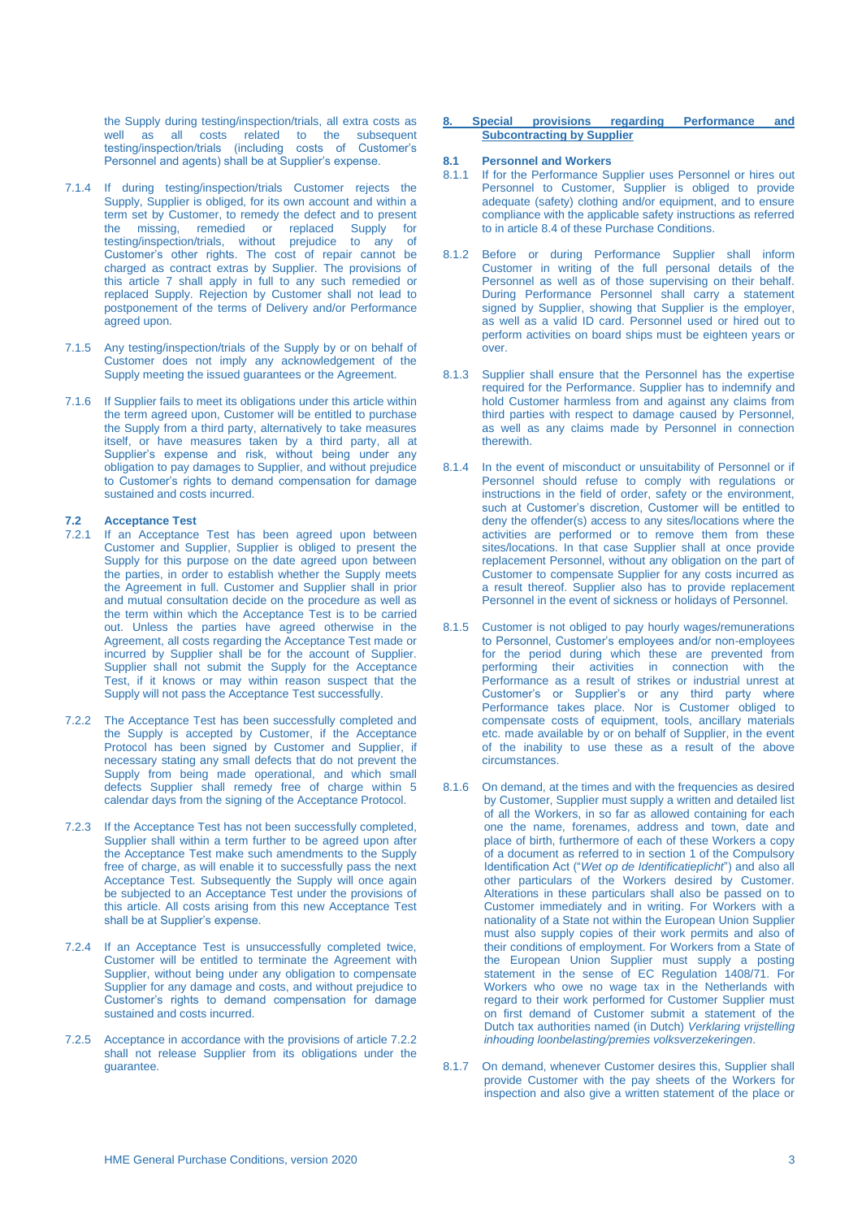the Supply during testing/inspection/trials, all extra costs as well as all costs related to the subsequent testing/inspection/trials (including costs of Customer's Personnel and agents) shall be at Supplier's expense.

7.1.4 If during testing/inspection/trials Customer rejects the Supply, Supplier is obliged, for its own account and within a term set by Customer, to remedy the defect and to present the missing, remedied or replaced Supply for testing/inspection/trials, without prejudice to any of Customer's other rights. The cost of repair cannot be charged as contract extras by Supplier. The provisions of this article 7 shall apply in full to any such remedied or replaced Supply. Rejection by Customer shall not lead to postponement of the terms of Delivery and/or Performance agreed upon.

7.1.5 Any testing/inspection/trials of the Supply by or on behalf of Customer does not imply any acknowledgement of the Supply meeting the issued guarantees or the Agreement.

7.1.6 If Supplier fails to meet its obligations under this article within the term agreed upon, Customer will be entitled to purchase the Supply from a third party, alternatively to take measures itself, or have measures taken by a third party, all at Supplier's expense and risk, without being under any obligation to pay damages to Supplier, and without prejudice to Customer's rights to demand compensation for damage sustained and costs incurred.

### 7.2 Acceptance Test

7.2.1 If an Acceptance Test has been agreed upon between Customer and Supplier, Supplier is obliged to present the Supply for this purpose on the date agreed upon between the parties, in order to establish whether the Supply meets the Agreement in full. Customer and Supplier shall in prior and mutual consultation decide on the procedure as well as the term within which the Acceptance Test is to be carried out. Unless the parties have agreed otherwise in the Agreement, all costs regarding the Acceptance Test made or incurred by Supplier shall be for the account of Supplier. Supplier shall not submit the Supply for the Acceptance Test, if it knows or may within reason suspect that the Supply will not pass the Acceptance Test successfully.

7.2.2 The Acceptance Test has been successfully completed and the Supply is accepted by Customer, if the Acceptance Protocol has been signed by Customer and Supplier, if necessary stating any small defects that do not prevent the Supply from being made operational, and which small defects Supplier shall remedy free of charge within 5 calendar days from the signing of the Acceptance Protocol.

7.2.3 If the Acceptance Test has not been successfully completed, Supplier shall within a term further to be agreed upon after the Acceptance Test make such amendments to the Supply free of charge, as will enable it to successfully pass the next Acceptance Test. Subsequently the Supply will once again be subjected to an Acceptance Test under the provisions of this article. All costs arising from this new Acceptance Test shall be at Supplier's expense.

7.2.4 If an Acceptance Test is unsuccessfully completed twice, Customer will be entitled to terminate the Agreement with Supplier, without being under any obligation to compensate Supplier for any damage and costs, and without prejudice to Customer's rights to demand compensation for damage sustained and costs incurred.

7.2.5 Acceptance in accordance with the provisions of article 7.2.2 shall not release Supplier from its obligations under the guarantee.

## 8. Special provisions regarding Performance and Subcontracting by Supplier

### 8.1 Personnel and Workers

8.1.1 If for the Performance Supplier uses Personnel or hires out Personnel to Customer, Supplier is obliged to provide adequate (safety) clothing and/or equipment, and to ensure compliance with the applicable safety instructions as referred to in article 8.4 of these Purchase Conditions.

8.1.2 Before or during Performance Supplier shall inform Customer in writing of the full personal details of the Personnel as well as of those supervising on their behalf. During Performance Personnel shall carry a statement signed by Supplier, showing that Supplier is the employer, as well as a valid ID card. Personnel used or hired out to perform activities on board ships must be eighteen years or over.

8.1.3 Supplier shall ensure that the Personnel has the expertise required for the Performance. Supplier has to indemnify and hold Customer harmless from and against any claims from third parties with respect to damage caused by Personnel, as well as any claims made by Personnel in connection therewith.

8.1.4 In the event of misconduct or unsuitability of Personnel or if Personnel should refuse to comply with regulations or instructions in the field of order, safety or the environment, such at Customer's discretion, Customer will be entitled to deny the offender(s) access to any sites/locations where the activities are performed or to remove them from these sites/locations. In that case Supplier shall at once provide replacement Personnel, without any obligation on the part of Customer to compensate Supplier for any costs incurred as a result thereof. Supplier also has to provide replacement Personnel in the event of sickness or holidays of Personnel.

8.1.5 Customer is not obliged to pay hourly wages/remunerations to Personnel, Customer's employees and/or non-employees for the period during which these are prevented from performing their activities in connection with the Performance as a result of strikes or industrial unrest at Customer's or Supplier's or any third party where Performance takes place. Nor is Customer obliged to compensate costs of equipment, tools, ancillary materials etc. made available by or on behalf of Supplier, in the event of the inability to use these as a result of the above circumstances.

8.1.6 On demand, at the times and with the frequencies as desired by Customer, Supplier must supply a written and detailed list of all the Workers, in so far as allowed containing for each one the name, forenames, address and town, date and place of birth, furthermore of each of these Workers a copy of a document as referred to in section 1 of the Compulsory Identification Act ("*Wet op de Identificatieplicht*") and also all other particulars of the Workers desired by Customer. Alterations in these particulars shall also be passed on to Customer immediately and in writing. For Workers with a nationality of a State not within the European Union Supplier must also supply copies of their work permits and also of their conditions of employment. For Workers from a State of the European Union Supplier must supply a posting statement in the sense of EC Regulation 1408/71. For Workers who owe no wage tax in the Netherlands with regard to their work performed for Customer Supplier must on first demand of Customer submit a statement of the Dutch tax authorities named (in Dutch) *Verklaring vrijstelling inhouding loonbelasting/premies volksverzekeringen*.

8.1.7 On demand, whenever Customer desires this, Supplier shall provide Customer with the pay sheets of the Workers for inspection and also give a written statement of the place or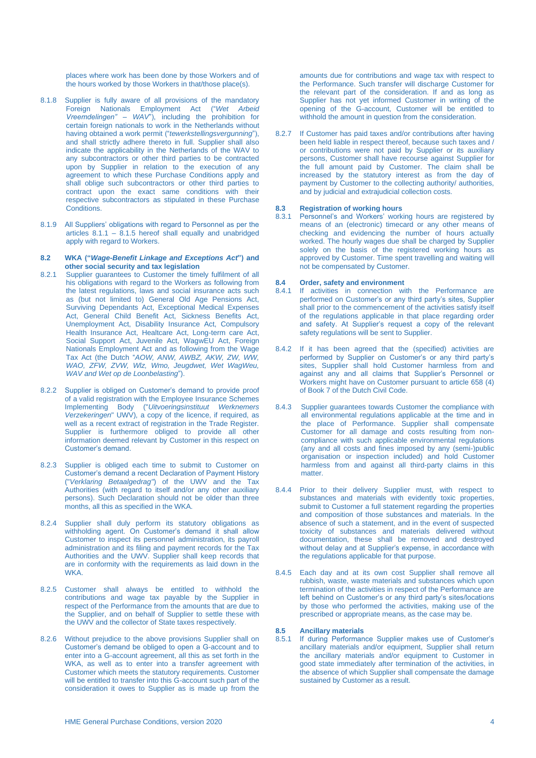places where work has been done by those Workers and of the hours worked by those Workers in that/those place(s).

8.1.8 Supplier is fully aware of all provisions of the mandatory Foreign Nationals Employment Act ("*Wet Arbeid Vreemdelingen" – WAV*"), including the prohibition for certain foreign nationals to work in the Netherlands without having obtained a work permit ("*tewerkstellingsvergunning*"), and shall strictly adhere thereto in full. Supplier shall also indicate the applicability in the Netherlands of the WAV to any subcontractors or other third parties to be contracted upon by Supplier in relation to the execution of any agreement to which these Purchase Conditions apply and shall oblige such subcontractors or other third parties to contract upon the exact same conditions with their respective subcontractors as stipulated in these Purchase Conditions.

8.1.9 All Suppliers' obligations with regard to Personnel as per the articles 8.1.1 – 8.1.5 hereof shall equally and unabridged apply with regard to Workers.

### 8.2 WKA ("*Wage-Benefit Linkage and Exceptions Act*") and other social security and tax legislation

8.2.1 Supplier guarantees to Customer the timely fulfilment of all his obligations with regard to the Workers as following from the latest regulations, laws and social insurance acts such as (but not limited to) General Old Age Pensions Act, Surviving Dependants Act, Exceptional Medical Expenses Act, General Child Benefit Act, Sickness Benefits Act, Unemployment Act, Disability Insurance Act, Compulsory Health Insurance Act, Healtcare Act, Long-term care Act, Social Support Act, Juvenile Act, WagwEU Act, Foreign Nationals Employment Act and as following from the Wage Tax Act (the Dutch "*AOW, ANW, AWBZ, AKW, ZW, WW, WAO, ZFW, ZVW, Wlz, Wmo, Jeugdwet, Wet WagWeu, WAV and Wet op de Loonbelasting*").

8.2.2 Supplier is obliged on Customer's demand to provide proof of a valid registration with the Employee Insurance Schemes Implementing Body ("*Uitvoeringsinstituut Werknemers Verzekeringen*" UWV), a copy of the licence, if required, as well as a recent extract of registration in the Trade Register. Supplier is furthermore obliged to provide all other information deemed relevant by Customer in this respect on Customer's demand.

8.2.3 Supplier is obliged each time to submit to Customer on Customer's demand a recent Declaration of Payment History ("*Verklaring Betaalgedrag"*) of the UWV and the Tax Authorities (with regard to itself and/or any other auxiliary persons). Such Declaration should not be older than three months, all this as specified in the WKA.

8.2.4 Supplier shall duly perform its statutory obligations as withholding agent. On Customer's demand it shall allow Customer to inspect its personnel administration, its payroll administration and its filing and payment records for the Tax Authorities and the UWV. Supplier shall keep records that are in conformity with the requirements as laid down in the WKA.

8.2.5 Customer shall always be entitled to withhold the contributions and wage tax payable by the Supplier in respect of the Performance from the amounts that are due to the Supplier, and on behalf of Supplier to settle these with the UWV and the collector of State taxes respectively.

8.2.6 Without prejudice to the above provisions Supplier shall on Customer's demand be obliged to open a G-account and to enter into a G-account agreement, all this as set forth in the WKA, as well as to enter into a transfer agreement with Customer which meets the statutory requirements. Customer will be entitled to transfer into this G-account such part of the consideration it owes to Supplier as is made up from the amounts due for contributions and wage tax with respect to the Performance. Such transfer will discharge Customer for the relevant part of the consideration. If and as long as Supplier has not yet informed Customer in writing of the opening of the G-account, Customer will be entitled to withhold the amount in question from the consideration.

8.2.7 If Customer has paid taxes and/or contributions after having been held liable in respect thereof, because such taxes and / or contributions were not paid by Supplier or its auxiliary persons, Customer shall have recourse against Supplier for the full amount paid by Customer. The claim shall be increased by the statutory interest as from the day of payment by Customer to the collecting authority/ authorities, and by judicial and extrajudicial collection costs.

### 8.3 Registration of working hours

8.3.1 Personnel's and Workers' working hours are registered by means of an (electronic) timecard or any other means of checking and evidencing the number of hours actually worked. The hourly wages due shall be charged by Supplier solely on the basis of the registered working hours as approved by Customer. Time spent travelling and waiting will not be compensated by Customer.

### 8.4 Order, safety and environment

8.4.1 If activities in connection with the Performance are performed on Customer's or any third party's sites, Supplier shall prior to the commencement of the activities satisfy itself of the regulations applicable in that place regarding order and safety. At Supplier's request a copy of the relevant safety regulations will be sent to Supplier.

8.4.2 If it has been agreed that the (specified) activities are performed by Supplier on Customer's or any third party's sites, Supplier shall hold Customer harmless from and against any and all claims that Supplier's Personnel or Workers might have on Customer pursuant to article 658 (4) of Book 7 of the Dutch Civil Code.

8.4.3 Supplier guarantees towards Customer the compliance with all environmental regulations applicable at the time and in the place of Performance. Supplier shall compensate Customer for all damage and costs resulting from non-compliance with such applicable environmental regulations (any and all costs and fines imposed by any (semi-)public organisation or inspection included) and hold Customer harmless from and against all third-party claims in this matter.

8.4.4 Prior to their delivery Supplier must, with respect to substances and materials with evidently toxic properties, submit to Customer a full statement regarding the properties and composition of those substances and materials. In the absence of such a statement, and in the event of suspected toxicity of substances and materials delivered without documentation, these shall be removed and destroyed without delay and at Supplier's expense, in accordance with the regulations applicable for that purpose.

8.4.5 Each day and at its own cost Supplier shall remove all rubbish, waste, waste materials and substances which upon termination of the activities in respect of the Performance are left behind on Customer's or any third party's sites/locations by those who performed the activities, making use of the prescribed or appropriate means, as the case may be.

### 8.5 Ancillary materials

8.5.1 If during Performance Supplier makes use of Customer's ancillary materials and/or equipment, Supplier shall return the ancillary materials and/or equipment to Customer in good state immediately after termination of the activities, in the absence of which Supplier shall compensate the damage sustained by Customer as a result.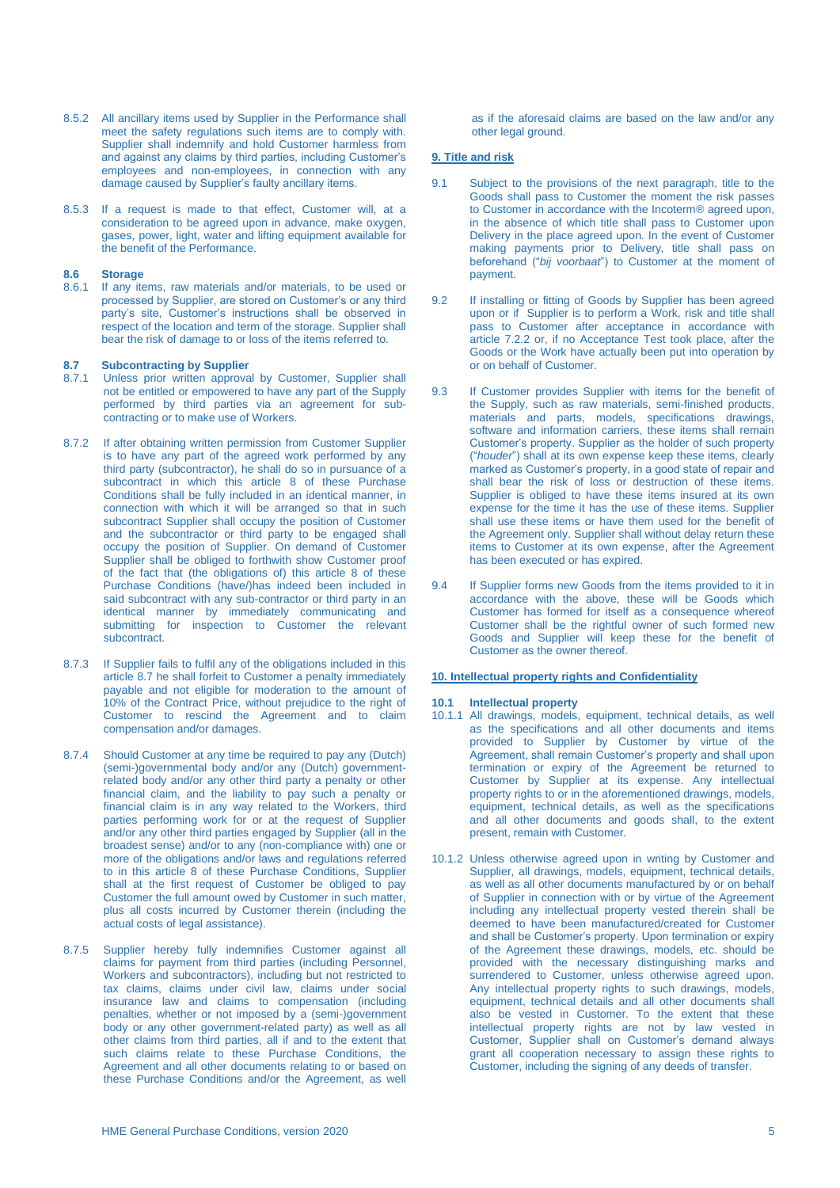8.5.2 All ancillary items used by Supplier in the Performance shall meet the safety regulations such items are to comply with. Supplier shall indemnify and hold Customer harmless from and against any claims by third parties, including Customer's employees and non-employees, in connection with any damage caused by Supplier's faulty ancillary items.

8.5.3 If a request is made to that effect, Customer will, at a consideration to be agreed upon in advance, make oxygen, gases, power, light, water and lifting equipment available for the benefit of the Performance.

**8.6 Storage**

8.6.1 If any items, raw materials and/or materials, to be used or processed by Supplier, are stored on Customer's or any third party's site, Customer's instructions shall be observed in respect of the location and term of the storage. Supplier shall bear the risk of damage to or loss of the items referred to.

**8.7 Subcontracting by Supplier**

8.7.1 Unless prior written approval by Customer, Supplier shall not be entitled or empowered to have any part of the Supply performed by third parties via an agreement for sub-contracting or to make use of Workers.

8.7.2 If after obtaining written permission from Customer Supplier is to have any part of the agreed work performed by any third party (subcontractor), he shall do so in pursuance of a subcontract in which this article 8 of these Purchase Conditions shall be fully included in an identical manner, in connection with which it will be arranged so that in such subcontract Supplier shall occupy the position of Customer and the subcontractor or third party to be engaged shall occupy the position of Supplier. On demand of Customer Supplier shall be obliged to forthwith show Customer proof of the fact that (the obligations of) this article 8 of these Purchase Conditions (have/)has indeed been included in said subcontract with any sub-contractor or third party in an identical manner by immediately communicating and submitting for inspection to Customer the relevant subcontract.

8.7.3 If Supplier fails to fulfil any of the obligations included in this article 8.7 he shall forfeit to Customer a penalty immediately payable and not eligible for moderation to the amount of 10% of the Contract Price, without prejudice to the right of Customer to rescind the Agreement and to claim compensation and/or damages.

8.7.4 Should Customer at any time be required to pay any (Dutch) (semi-)governmental body and/or any (Dutch) government-related body and/or any other third party a penalty or other financial claim, and the liability to pay such a penalty or financial claim is in any way related to the Workers, third parties performing work for or at the request of Supplier and/or any other third parties engaged by Supplier (all in the broadest sense) and/or to any (non-compliance with) one or more of the obligations and/or laws and regulations referred to in this article 8 of these Purchase Conditions, Supplier shall at the first request of Customer be obliged to pay Customer the full amount owed by Customer in such matter, plus all costs incurred by Customer therein (including the actual costs of legal assistance).

8.7.5 Supplier hereby fully indemnifies Customer against all claims for payment from third parties (including Personnel, Workers and subcontractors), including but not restricted to tax claims, claims under civil law, claims under social insurance law and claims to compensation (including penalties, whether or not imposed by a (semi-)government body or any other government-related party) as well as all other claims from third parties, all if and to the extent that such claims relate to these Purchase Conditions, the Agreement and all other documents relating to or based on these Purchase Conditions and/or the Agreement, as well as if the aforesaid claims are based on the law and/or any other legal ground.

## 9. Title and risk

9.1 Subject to the provisions of the next paragraph, title to the Goods shall pass to Customer the moment the risk passes to Customer in accordance with the Incoterm® agreed upon, in the absence of which title shall pass to Customer upon Delivery in the place agreed upon. In the event of Customer making payments prior to Delivery, title shall pass on beforehand ("*bij voorbaat*") to Customer at the moment of payment.

9.2 If installing or fitting of Goods by Supplier has been agreed upon or if Supplier is to perform a Work, risk and title shall pass to Customer after acceptance in accordance with article 7.2.2 or, if no Acceptance Test took place, after the Goods or the Work have actually been put into operation by or on behalf of Customer.

9.3 If Customer provides Supplier with items for the benefit of the Supply, such as raw materials, semi-finished products, materials and parts, models, specifications drawings, software and information carriers, these items shall remain Customer's property. Supplier as the holder of such property ("*houder*") shall at its own expense keep these items, clearly marked as Customer's property, in a good state of repair and shall bear the risk of loss or destruction of these items. Supplier is obliged to have these items insured at its own expense for the time it has the use of these items. Supplier shall use these items or have them used for the benefit of the Agreement only. Supplier shall without delay return these items to Customer at its own expense, after the Agreement has been executed or has expired.

9.4 If Supplier forms new Goods from the items provided to it in accordance with the above, these will be Goods which Customer has formed for itself as a consequence whereof Customer shall be the rightful owner of such formed new Goods and Supplier will keep these for the benefit of Customer as the owner thereof.

## 10. Intellectual property rights and Confidentiality

**10.1 Intellectual property**

10.1.1 All drawings, models, equipment, technical details, as well as the specifications and all other documents and items provided to Supplier by Customer by virtue of the Agreement, shall remain Customer's property and shall upon termination or expiry of the Agreement be returned to Customer by Supplier at its expense. Any intellectual property rights to or in the aforementioned drawings, models, equipment, technical details, as well as the specifications and all other documents and goods shall, to the extent present, remain with Customer.

10.1.2 Unless otherwise agreed upon in writing by Customer and Supplier, all drawings, models, equipment, technical details, as well as all other documents manufactured by or on behalf of Supplier in connection with or by virtue of the Agreement including any intellectual property vested therein shall be deemed to have been manufactured/created for Customer and shall be Customer's property. Upon termination or expiry of the Agreement these drawings, models, etc. should be provided with the necessary distinguishing marks and surrendered to Customer, unless otherwise agreed upon. Any intellectual property rights to such drawings, models, equipment, technical details and all other documents shall also be vested in Customer. To the extent that these intellectual property rights are not by law vested in Customer, Supplier shall on Customer's demand always grant all cooperation necessary to assign these rights to Customer, including the signing of any deeds of transfer.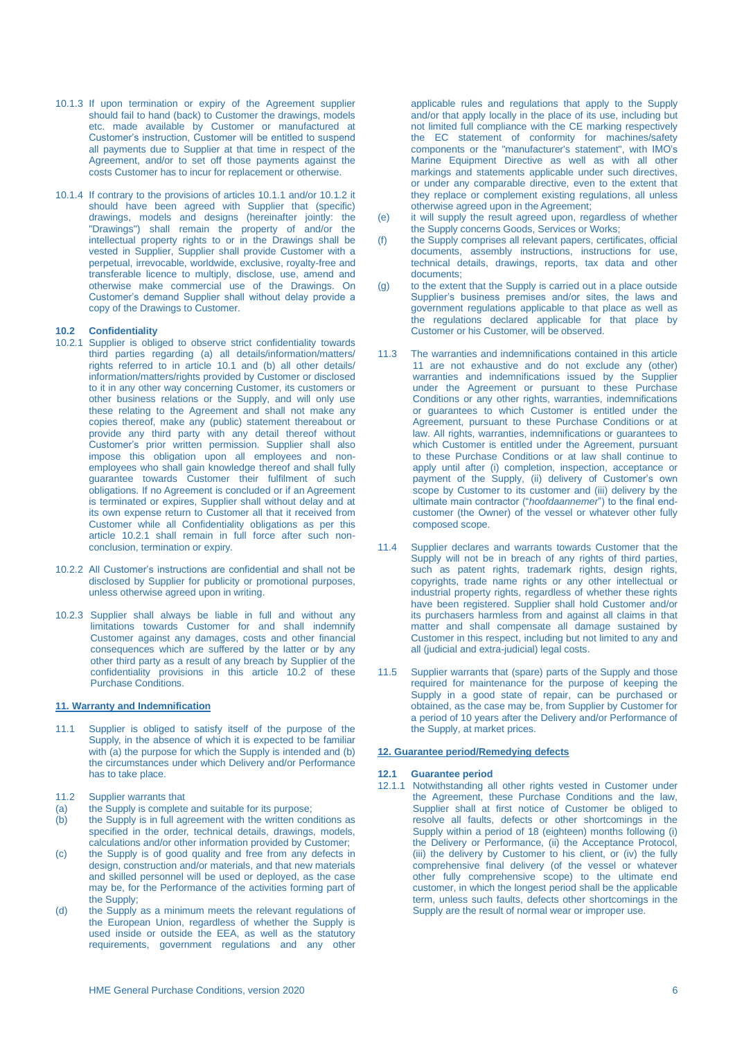10.1.3 If upon termination or expiry of the Agreement supplier should fail to hand (back) to Customer the drawings, models etc. made available by Customer or manufactured at Customer's instruction, Customer will be entitled to suspend all payments due to Supplier at that time in respect of the Agreement, and/or to set off those payments against the costs Customer has to incur for replacement or otherwise.

10.1.4 If contrary to the provisions of articles 10.1.1 and/or 10.1.2 it should have been agreed with Supplier that (specific) drawings, models and designs (hereinafter jointly: the "Drawings") shall remain the property of and/or the intellectual property rights to or in the Drawings shall be vested in Supplier, Supplier shall provide Customer with a perpetual, irrevocable, worldwide, exclusive, royalty-free and transferable licence to multiply, disclose, use, amend and otherwise make commercial use of the Drawings. On Customer's demand Supplier shall without delay provide a copy of the Drawings to Customer.

**10.2 Confidentiality**

10.2.1 Supplier is obliged to observe strict confidentiality towards third parties regarding (a) all details/information/matters/rights referred to in article 10.1 and (b) all other details/information/matters/rights provided by Customer or disclosed to it in any other way concerning Customer, its customers or other business relations or the Supply, and will only use these relating to the Agreement and shall not make any copies thereof, make any (public) statement thereabout or provide any third party with any detail thereof without Customer's prior written permission. Supplier shall also impose this obligation upon all employees and non-employees who shall gain knowledge thereof and shall fully guarantee towards Customer their fulfilment of such obligations. If no Agreement is concluded or if an Agreement is terminated or expires, Supplier shall without delay and at its own expense return to Customer all that it received from Customer while all Confidentiality obligations as per this article 10.2.1 shall remain in full force after such non-conclusion, termination or expiry.

10.2.2 All Customer's instructions are confidential and shall not be disclosed by Supplier for publicity or promotional purposes, unless otherwise agreed upon in writing.

10.2.3 Supplier shall always be liable in full and without any limitations towards Customer for and shall indemnify Customer against any damages, costs and other financial consequences which are suffered by the latter or by any other third party as a result of any breach by Supplier of the confidentiality provisions in this article 10.2 of these Purchase Conditions.

## 11. Warranty and Indemnification

11.1 Supplier is obliged to satisfy itself of the purpose of the Supply, in the absence of which it is expected to be familiar with (a) the purpose for which the Supply is intended and (b) the circumstances under which Delivery and/or Performance has to take place.

11.2 Supplier warrants that

(a) the Supply is complete and suitable for its purpose;

(b) the Supply is in full agreement with the written conditions as specified in the order, technical details, drawings, models, calculations and/or other information provided by Customer;

(c) the Supply is of good quality and free from any defects in design, construction and/or materials, and that new materials and skilled personnel will be used or deployed, as the case may be, for the Performance of the activities forming part of the Supply;

(d) the Supply as a minimum meets the relevant regulations of the European Union, regardless of whether the Supply is used inside or outside the EEA, as well as the statutory requirements, government regulations and any other applicable rules and regulations that apply to the Supply and/or that apply locally in the place of its use, including but not limited full compliance with the CE marking respectively the EC statement of conformity for machines/safety components or the "manufacturer's statement", with IMO's Marine Equipment Directive as well as with all other markings and statements applicable under such directives, or under any comparable directive, even to the extent that they replace or complement existing regulations, all unless otherwise agreed upon in the Agreement;

(e) it will supply the result agreed upon, regardless of whether the Supply concerns Goods, Services or Works;

(f) the Supply comprises all relevant papers, certificates, official documents, assembly instructions, instructions for use, technical details, drawings, reports, tax data and other documents;

(g) to the extent that the Supply is carried out in a place outside Supplier's business premises and/or sites, the laws and government regulations applicable to that place as well as the regulations declared applicable for that place by Customer or his Customer, will be observed.

11.3 The warranties and indemnifications contained in this article 11 are not exhaustive and do not exclude any (other) warranties and indemnifications issued by the Supplier under the Agreement or pursuant to these Purchase Conditions or any other rights, warranties, indemnifications or guarantees to which Customer is entitled under the Agreement, pursuant to these Purchase Conditions or at law. All rights, warranties, indemnifications or guarantees to which Customer is entitled under the Agreement, pursuant to these Purchase Conditions or at law shall continue to apply until after (i) completion, inspection, acceptance or payment of the Supply, (ii) delivery of Customer's own scope by Customer to its customer and (iii) delivery by the ultimate main contractor ("*hoofdaannemer*") to the final end-customer (the Owner) of the vessel or whatever other fully composed scope.

11.4 Supplier declares and warrants towards Customer that the Supply will not be in breach of any rights of third parties, such as patent rights, trademark rights, design rights, copyrights, trade name rights or any other intellectual or industrial property rights, regardless of whether these rights have been registered. Supplier shall hold Customer and/or its purchasers harmless from and against all claims in that matter and shall compensate all damage sustained by Customer in this respect, including but not limited to any and all (judicial and extra-judicial) legal costs.

11.5 Supplier warrants that (spare) parts of the Supply and those required for maintenance for the purpose of keeping the Supply in a good state of repair, can be purchased or obtained, as the case may be, from Supplier by Customer for a period of 10 years after the Delivery and/or Performance of the Supply, at market prices.

## 12. Guarantee period/Remedying defects

**12.1 Guarantee period**

12.1.1 Notwithstanding all other rights vested in Customer under the Agreement, these Purchase Conditions and the law, Supplier shall at first notice of Customer be obliged to resolve all faults, defects or other shortcomings in the Supply within a period of 18 (eighteen) months following (i) the Delivery or Performance, (ii) the Acceptance Protocol, (iii) the delivery by Customer to his client, or (iv) the fully comprehensive final delivery (of the vessel or whatever other fully comprehensive scope) to the ultimate end customer, in which the longest period shall be the applicable term, unless such faults, defects other shortcomings in the Supply are the result of normal wear or improper use.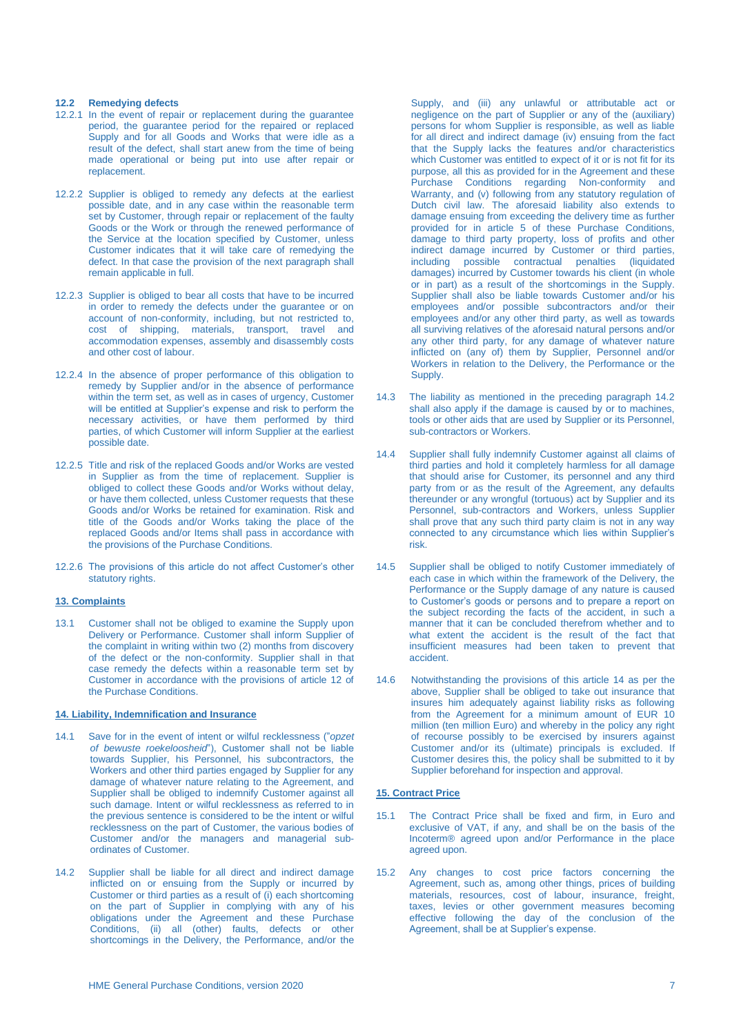### 12.2 Remedying defects

12.2.1 In the event of repair or replacement during the guarantee period, the guarantee period for the repaired or replaced Supply and for all Goods and Works that were idle as a result of the defect, shall start anew from the time of being made operational or being put into use after repair or replacement.

12.2.2 Supplier is obliged to remedy any defects at the earliest possible date, and in any case within the reasonable term set by Customer, through repair or replacement of the faulty Goods or the Work or through the renewed performance of the Service at the location specified by Customer, unless Customer indicates that it will take care of remedying the defect. In that case the provision of the next paragraph shall remain applicable in full.

12.2.3 Supplier is obliged to bear all costs that have to be incurred in order to remedy the defects under the guarantee or on account of non-conformity, including, but not restricted to, cost of shipping, materials, transport, travel and accommodation expenses, assembly and disassembly costs and other cost of labour.

12.2.4 In the absence of proper performance of this obligation to remedy by Supplier and/or in the absence of performance within the term set, as well as in cases of urgency, Customer will be entitled at Supplier's expense and risk to perform the necessary activities, or have them performed by third parties, of which Customer will inform Supplier at the earliest possible date.

12.2.5 Title and risk of the replaced Goods and/or Works are vested in Supplier as from the time of replacement. Supplier is obliged to collect these Goods and/or Works without delay, or have them collected, unless Customer requests that these Goods and/or Works be retained for examination. Risk and title of the Goods and/or Works taking the place of the replaced Goods and/or Items shall pass in accordance with the provisions of the Purchase Conditions.

12.2.6 The provisions of this article do not affect Customer's other statutory rights.

## 13. Complaints

13.1 Customer shall not be obliged to examine the Supply upon Delivery or Performance. Customer shall inform Supplier of the complaint in writing within two (2) months from discovery of the defect or the non-conformity. Supplier shall in that case remedy the defects within a reasonable term set by Customer in accordance with the provisions of article 12 of the Purchase Conditions.

## 14. Liability, Indemnification and Insurance

14.1 Save for in the event of intent or wilful recklessness ("*opzet of bewuste roekeloosheid*"), Customer shall not be liable towards Supplier, his Personnel, his subcontractors, the Workers and other third parties engaged by Supplier for any damage of whatever nature relating to the Agreement, and Supplier shall be obliged to indemnify Customer against all such damage. Intent or wilful recklessness as referred to in the previous sentence is considered to be the intent or wilful recklessness on the part of Customer, the various bodies of Customer and/or the managers and managerial sub-ordinates of Customer.

14.2 Supplier shall be liable for all direct and indirect damage inflicted on or ensuing from the Supply or incurred by Customer or third parties as a result of (i) each shortcoming on the part of Supplier in complying with any of his obligations under the Agreement and these Purchase Conditions, (ii) all (other) faults, defects or other shortcomings in the Delivery, the Performance, and/or the Supply, and (iii) any unlawful or attributable act or negligence on the part of Supplier or any of the (auxiliary) persons for whom Supplier is responsible, as well as liable for all direct and indirect damage (iv) ensuing from the fact that the Supply lacks the features and/or characteristics which Customer was entitled to expect of it or is not fit for its purpose, all this as provided for in the Agreement and these Purchase Conditions regarding Non-conformity and Warranty, and (v) following from any statutory regulation of Dutch civil law. The aforesaid liability also extends to damage ensuing from exceeding the delivery time as further provided for in article 5 of these Purchase Conditions, damage to third party property, loss of profits and other indirect damage incurred by Customer or third parties, including possible contractual penalties (liquidated damages) incurred by Customer towards his client (in whole or in part) as a result of the shortcomings in the Supply. Supplier shall also be liable towards Customer and/or his employees and/or possible subcontractors and/or their employees and/or any other third party, as well as towards all surviving relatives of the aforesaid natural persons and/or any other third party, for any damage of whatever nature inflicted on (any of) them by Supplier, Personnel and/or Workers in relation to the Delivery, the Performance or the Supply.

14.3 The liability as mentioned in the preceding paragraph 14.2 shall also apply if the damage is caused by or to machines, tools or other aids that are used by Supplier or its Personnel, sub-contractors or Workers.

14.4 Supplier shall fully indemnify Customer against all claims of third parties and hold it completely harmless for all damage that should arise for Customer, its personnel and any third party from or as the result of the Agreement, any defaults thereunder or any wrongful (tortuous) act by Supplier and its Personnel, sub-contractors and Workers, unless Supplier shall prove that any such third party claim is not in any way connected to any circumstance which lies within Supplier's risk.

14.5 Supplier shall be obliged to notify Customer immediately of each case in which within the framework of the Delivery, the Performance or the Supply damage of any nature is caused to Customer's goods or persons and to prepare a report on the subject recording the facts of the accident, in such a manner that it can be concluded therefrom whether and to what extent the accident is the result of the fact that insufficient measures had been taken to prevent that accident.

14.6 Notwithstanding the provisions of this article 14 as per the above, Supplier shall be obliged to take out insurance that insures him adequately against liability risks as following from the Agreement for a minimum amount of EUR 10 million (ten million Euro) and whereby in the policy any right of recourse possibly to be exercised by insurers against Customer and/or its (ultimate) principals is excluded. If Customer desires this, the policy shall be submitted to it by Supplier beforehand for inspection and approval.

## 15. Contract Price

15.1 The Contract Price shall be fixed and firm, in Euro and exclusive of VAT, if any, and shall be on the basis of the Incoterm® agreed upon and/or Performance in the place agreed upon.

15.2 Any changes to cost price factors concerning the Agreement, such as, among other things, prices of building materials, resources, cost of labour, insurance, freight, taxes, levies or other government measures becoming effective following the day of the conclusion of the Agreement, shall be at Supplier's expense.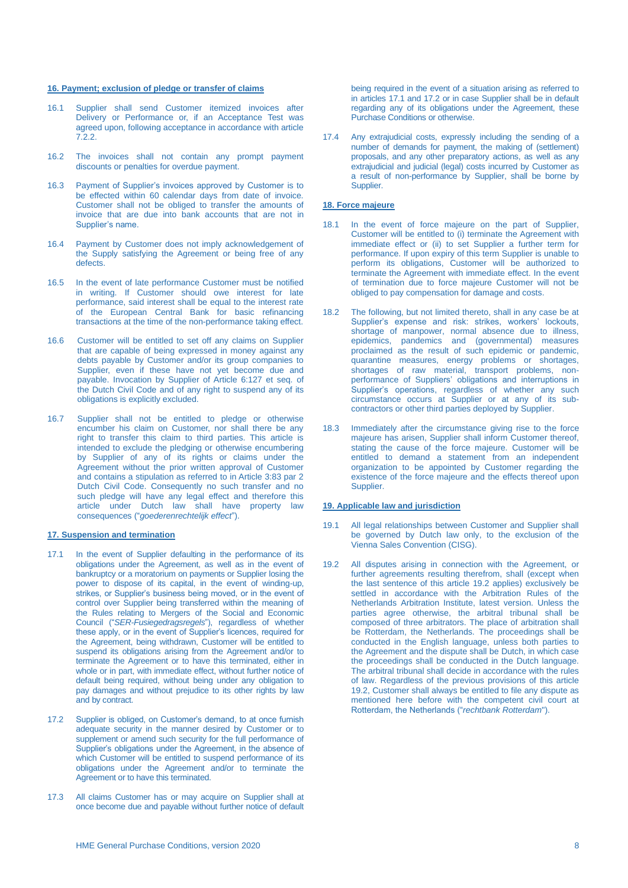## 16. Payment; exclusion of pledge or transfer of claims

16.1 Supplier shall send Customer itemized invoices after Delivery or Performance or, if an Acceptance Test was agreed upon, following acceptance in accordance with article 7.2.2.

16.2 The invoices shall not contain any prompt payment discounts or penalties for overdue payment.

16.3 Payment of Supplier's invoices approved by Customer is to be effected within 60 calendar days from date of invoice. Customer shall not be obliged to transfer the amounts of invoice that are due into bank accounts that are not in Supplier's name.

16.4 Payment by Customer does not imply acknowledgement of the Supply satisfying the Agreement or being free of any defects.

16.5 In the event of late performance Customer must be notified in writing. If Customer should owe interest for late performance, said interest shall be equal to the interest rate of the European Central Bank for basic refinancing transactions at the time of the non-performance taking effect.

16.6 Customer will be entitled to set off any claims on Supplier that are capable of being expressed in money against any debts payable by Customer and/or its group companies to Supplier, even if these have not yet become due and payable. Invocation by Supplier of Article 6:127 et seq. of the Dutch Civil Code and of any right to suspend any of its obligations is explicitly excluded.

16.7 Supplier shall not be entitled to pledge or otherwise encumber his claim on Customer, nor shall there be any right to transfer this claim to third parties. This article is intended to exclude the pledging or otherwise encumbering by Supplier of any of its rights or claims under the Agreement without the prior written approval of Customer and contains a stipulation as referred to in Article 3:83 par 2 Dutch Civil Code. Consequently no such transfer and no such pledge will have any legal effect and therefore this article under Dutch law shall have property law consequences ("*goederenrechtelijk effect*").

## 17. Suspension and termination

17.1 In the event of Supplier defaulting in the performance of its obligations under the Agreement, as well as in the event of bankruptcy or a moratorium on payments or Supplier losing the power to dispose of its capital, in the event of winding-up, strikes, or Supplier's business being moved, or in the event of control over Supplier being transferred within the meaning of the Rules relating to Mergers of the Social and Economic Council ("*SER-Fusiegedragsregels*"), regardless of whether these apply, or in the event of Supplier's licences, required for the Agreement, being withdrawn, Customer will be entitled to suspend its obligations arising from the Agreement and/or to terminate the Agreement or to have this terminated, either in whole or in part, with immediate effect, without further notice of default being required, without being under any obligation to pay damages and without prejudice to its other rights by law and by contract.

17.2 Supplier is obliged, on Customer's demand, to at once furnish adequate security in the manner desired by Customer or to supplement or amend such security for the full performance of Supplier's obligations under the Agreement, in the absence of which Customer will be entitled to suspend performance of its obligations under the Agreement and/or to terminate the Agreement or to have this terminated.

17.3 All claims Customer has or may acquire on Supplier shall at once become due and payable without further notice of default being required in the event of a situation arising as referred to in articles 17.1 and 17.2 or in case Supplier shall be in default regarding any of its obligations under the Agreement, these Purchase Conditions or otherwise.

17.4 Any extrajudicial costs, expressly including the sending of a number of demands for payment, the making of (settlement) proposals, and any other preparatory actions, as well as any extrajudicial and judicial (legal) costs incurred by Customer as a result of non-performance by Supplier, shall be borne by Supplier.

## 18. Force majeure

18.1 In the event of force majeure on the part of Supplier, Customer will be entitled to (i) terminate the Agreement with immediate effect or (ii) to set Supplier a further term for performance. If upon expiry of this term Supplier is unable to perform its obligations, Customer will be authorized to terminate the Agreement with immediate effect. In the event of termination due to force majeure Customer will not be obliged to pay compensation for damage and costs.

18.2 The following, but not limited thereto, shall in any case be at Supplier's expense and risk: strikes, workers' lockouts, shortage of manpower, normal absence due to illness, epidemics, pandemics and (governmental) measures proclaimed as the result of such epidemic or pandemic, quarantine measures, energy problems or shortages, shortages of raw material, transport problems, non-performance of Suppliers' obligations and interruptions in Supplier's operations, regardless of whether any such circumstance occurs at Supplier or at any of its sub-contractors or other third parties deployed by Supplier.

18.3 Immediately after the circumstance giving rise to the force majeure has arisen, Supplier shall inform Customer thereof, stating the cause of the force majeure. Customer will be entitled to demand a statement from an independent organization to be appointed by Customer regarding the existence of the force majeure and the effects thereof upon Supplier.

## 19. Applicable law and jurisdiction

19.1 All legal relationships between Customer and Supplier shall be governed by Dutch law only, to the exclusion of the Vienna Sales Convention (CISG).

19.2 All disputes arising in connection with the Agreement, or further agreements resulting therefrom, shall (except when the last sentence of this article 19.2 applies) exclusively be settled in accordance with the Arbitration Rules of the Netherlands Arbitration Institute, latest version. Unless the parties agree otherwise, the arbitral tribunal shall be composed of three arbitrators. The place of arbitration shall be Rotterdam, the Netherlands. The proceedings shall be conducted in the English language, unless both parties to the Agreement and the dispute shall be Dutch, in which case the proceedings shall be conducted in the Dutch language. The arbitral tribunal shall decide in accordance with the rules of law. Regardless of the previous provisions of this article 19.2, Customer shall always be entitled to file any dispute as mentioned here before with the competent civil court at Rotterdam, the Netherlands ("*rechtbank Rotterdam*").